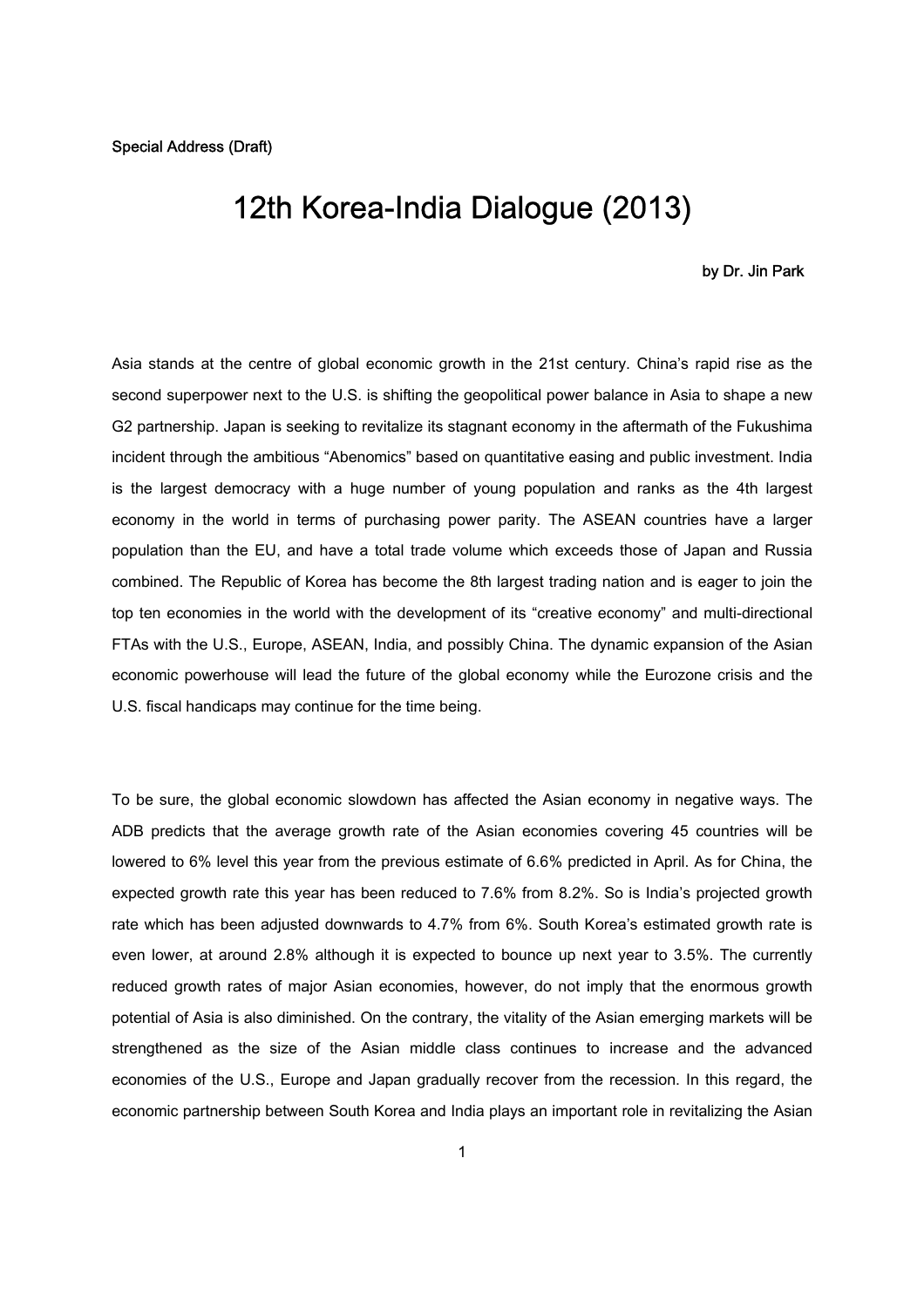Special Address (Draft)

# 12th Korea-India Dialogue (2013)

by Dr. Jin Park

Asia stands at the centre of global economic growth in the 21st century. China's rapid rise as the second superpower next to the U.S. is shifting the geopolitical power balance in Asia to shape a new G2 partnership. Japan is seeking to revitalize its stagnant economy in the aftermath of the Fukushima incident through the ambitious "Abenomics" based on quantitative easing and public investment. India is the largest democracy with a huge number of young population and ranks as the 4th largest economy in the world in terms of purchasing power parity. The ASEAN countries have a larger population than the EU, and have a total trade volume which exceeds those of Japan and Russia combined. The Republic of Korea has become the 8th largest trading nation and is eager to join the top ten economies in the world with the development of its "creative economy" and multi-directional FTAs with the U.S., Europe, ASEAN, India, and possibly China. The dynamic expansion of the Asian economic powerhouse will lead the future of the global economy while the Eurozone crisis and the U.S. fiscal handicaps may continue for the time being.

To be sure, the global economic slowdown has affected the Asian economy in negative ways. The ADB predicts that the average growth rate of the Asian economies covering 45 countries will be lowered to 6% level this year from the previous estimate of 6.6% predicted in April. As for China, the expected growth rate this year has been reduced to 7.6% from 8.2%. So is India's projected growth rate which has been adjusted downwards to 4.7% from 6%. South Korea's estimated growth rate is even lower, at around 2.8% although it is expected to bounce up next year to 3.5%. The currently reduced growth rates of major Asian economies, however, do not imply that the enormous growth potential of Asia is also diminished. On the contrary, the vitality of the Asian emerging markets will be strengthened as the size of the Asian middle class continues to increase and the advanced economies of the U.S., Europe and Japan gradually recover from the recession. In this regard, the economic partnership between South Korea and India plays an important role in revitalizing the Asian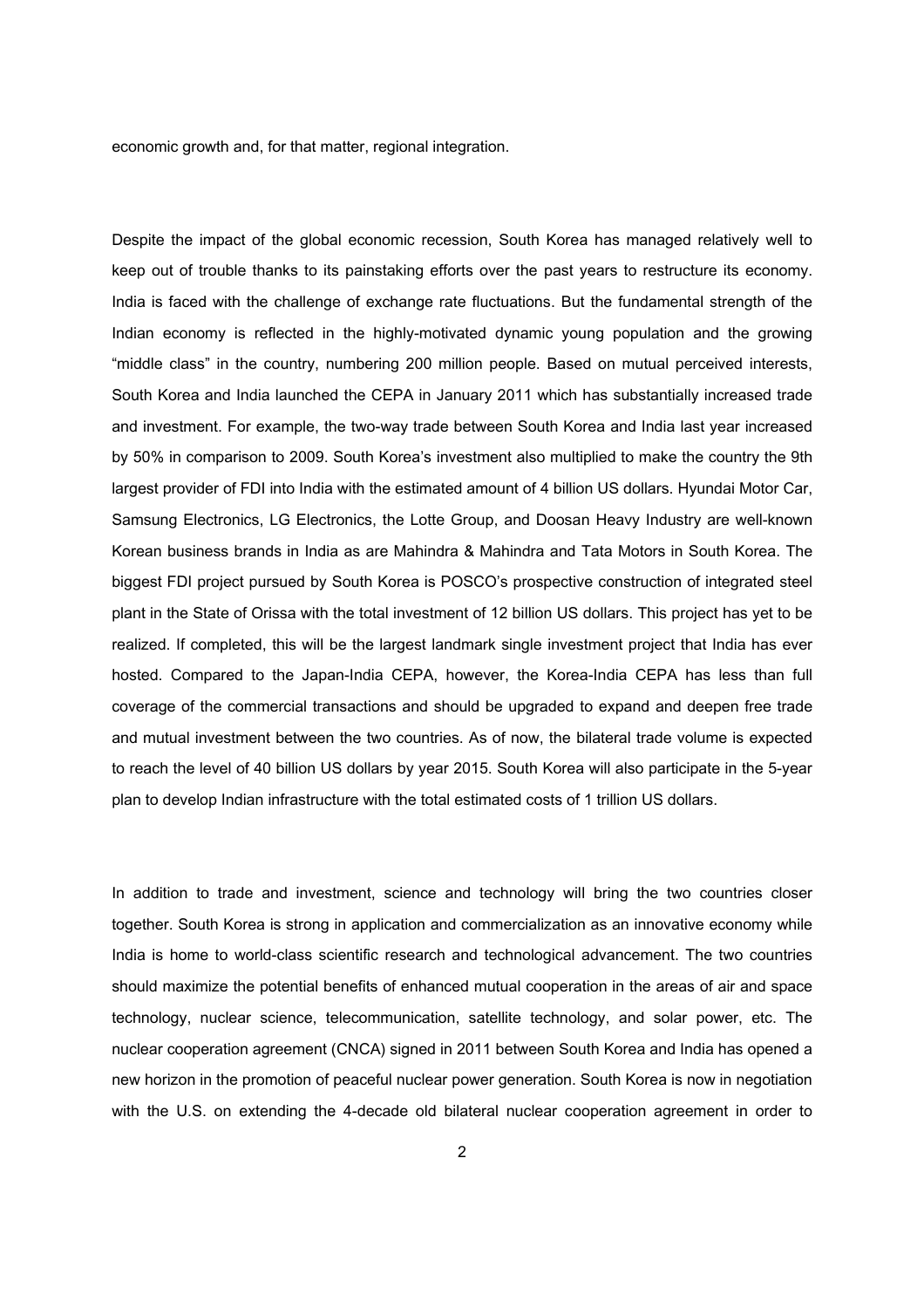economic growth and, for that matter, regional integration.

Despite the impact of the global economic recession, South Korea has managed relatively well to keep out of trouble thanks to its painstaking efforts over the past years to restructure its economy. India is faced with the challenge of exchange rate fluctuations. But the fundamental strength of the Indian economy is reflected in the highly-motivated dynamic young population and the growing "middle class" in the country, numbering 200 million people. Based on mutual perceived interests, South Korea and India launched the CEPA in January 2011 which has substantially increased trade and investment. For example, the two-way trade between South Korea and India last year increased by 50% in comparison to 2009. South Korea's investment also multiplied to make the country the 9th largest provider of FDI into India with the estimated amount of 4 billion US dollars. Hyundai Motor Car, Samsung Electronics, LG Electronics, the Lotte Group, and Doosan Heavy Industry are well-known Korean business brands in India as are Mahindra & Mahindra and Tata Motors in South Korea. The biggest FDI project pursued by South Korea is POSCO's prospective construction of integrated steel plant in the State of Orissa with the total investment of 12 billion US dollars. This project has yet to be realized. If completed, this will be the largest landmark single investment project that India has ever hosted. Compared to the Japan-India CEPA, however, the Korea-India CEPA has less than full coverage of the commercial transactions and should be upgraded to expand and deepen free trade and mutual investment between the two countries. As of now, the bilateral trade volume is expected to reach the level of 40 billion US dollars by year 2015. South Korea will also participate in the 5-year plan to develop Indian infrastructure with the total estimated costs of 1 trillion US dollars.

In addition to trade and investment, science and technology will bring the two countries closer together. South Korea is strong in application and commercialization as an innovative economy while India is home to world-class scientific research and technological advancement. The two countries should maximize the potential benefits of enhanced mutual cooperation in the areas of air and space technology, nuclear science, telecommunication, satellite technology, and solar power, etc. The nuclear cooperation agreement (CNCA) signed in 2011 between South Korea and India has opened a new horizon in the promotion of peaceful nuclear power generation. South Korea is now in negotiation with the U.S. on extending the 4-decade old bilateral nuclear cooperation agreement in order to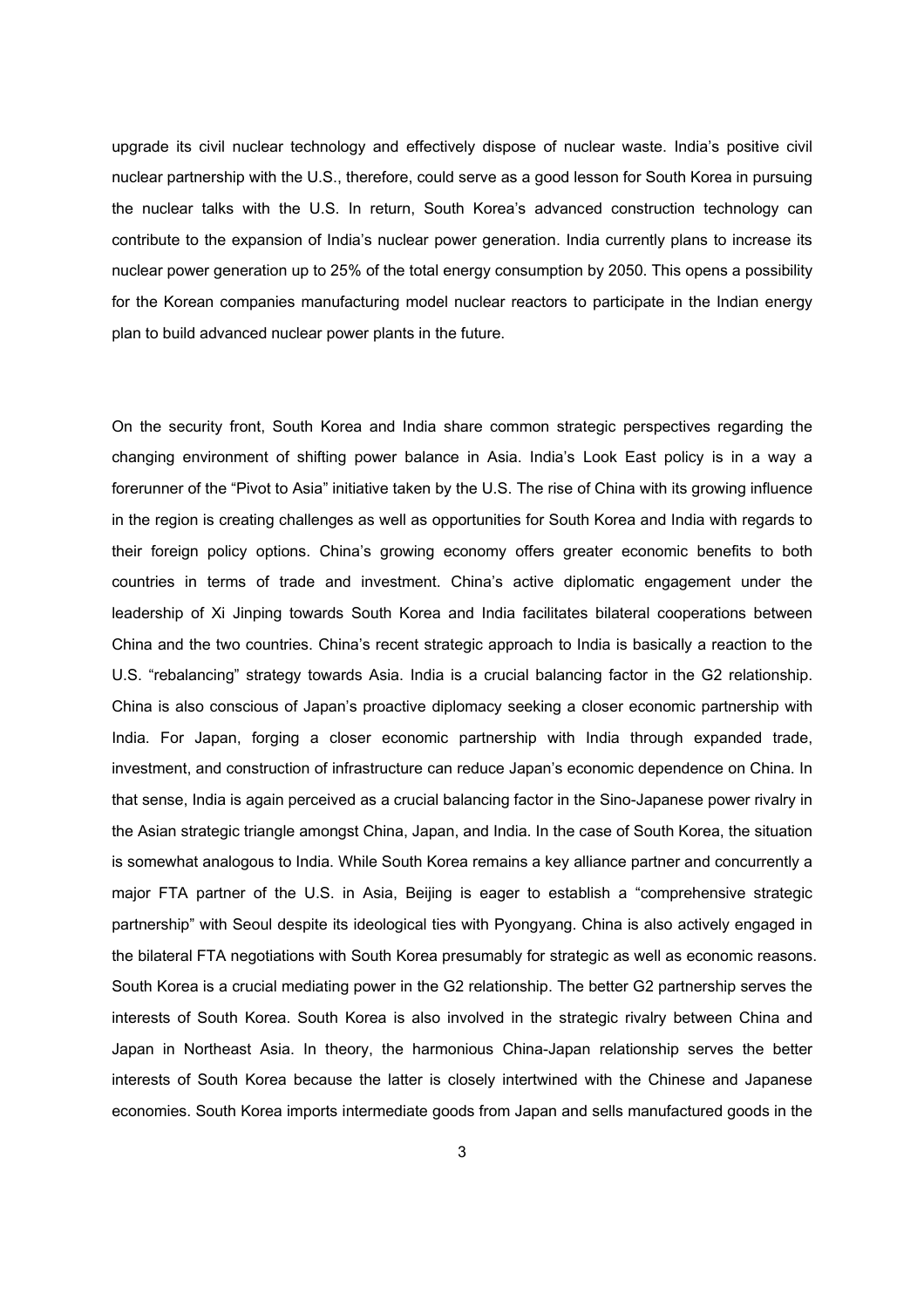upgrade its civil nuclear technology and effectively dispose of nuclear waste. India's positive civil nuclear partnership with the U.S., therefore, could serve as a good lesson for South Korea in pursuing the nuclear talks with the U.S. In return, South Korea's advanced construction technology can contribute to the expansion of India's nuclear power generation. India currently plans to increase its nuclear power generation up to 25% of the total energy consumption by 2050. This opens a possibility for the Korean companies manufacturing model nuclear reactors to participate in the Indian energy plan to build advanced nuclear power plants in the future.

On the security front, South Korea and India share common strategic perspectives regarding the changing environment of shifting power balance in Asia. India's Look East policy is in a way a forerunner of the "Pivot to Asia" initiative taken by the U.S. The rise of China with its growing influence in the region is creating challenges as well as opportunities for South Korea and India with regards to their foreign policy options. China's growing economy offers greater economic benefits to both countries in terms of trade and investment. China's active diplomatic engagement under the leadership of Xi Jinping towards South Korea and India facilitates bilateral cooperations between China and the two countries. China's recent strategic approach to India is basically a reaction to the U.S. "rebalancing" strategy towards Asia. India is a crucial balancing factor in the G2 relationship. China is also conscious of Japan's proactive diplomacy seeking a closer economic partnership with India. For Japan, forging a closer economic partnership with India through expanded trade, investment, and construction of infrastructure can reduce Japan's economic dependence on China. In that sense, India is again perceived as a crucial balancing factor in the Sino-Japanese power rivalry in the Asian strategic triangle amongst China, Japan, and India. In the case of South Korea, the situation is somewhat analogous to India. While South Korea remains a key alliance partner and concurrently a major FTA partner of the U.S. in Asia, Beijing is eager to establish a "comprehensive strategic partnership" with Seoul despite its ideological ties with Pyongyang. China is also actively engaged in the bilateral FTA negotiations with South Korea presumably for strategic as well as economic reasons. South Korea is a crucial mediating power in the G2 relationship. The better G2 partnership serves the interests of South Korea. South Korea is also involved in the strategic rivalry between China and Japan in Northeast Asia. In theory, the harmonious China-Japan relationship serves the better interests of South Korea because the latter is closely intertwined with the Chinese and Japanese economies. South Korea imports intermediate goods from Japan and sells manufactured goods in the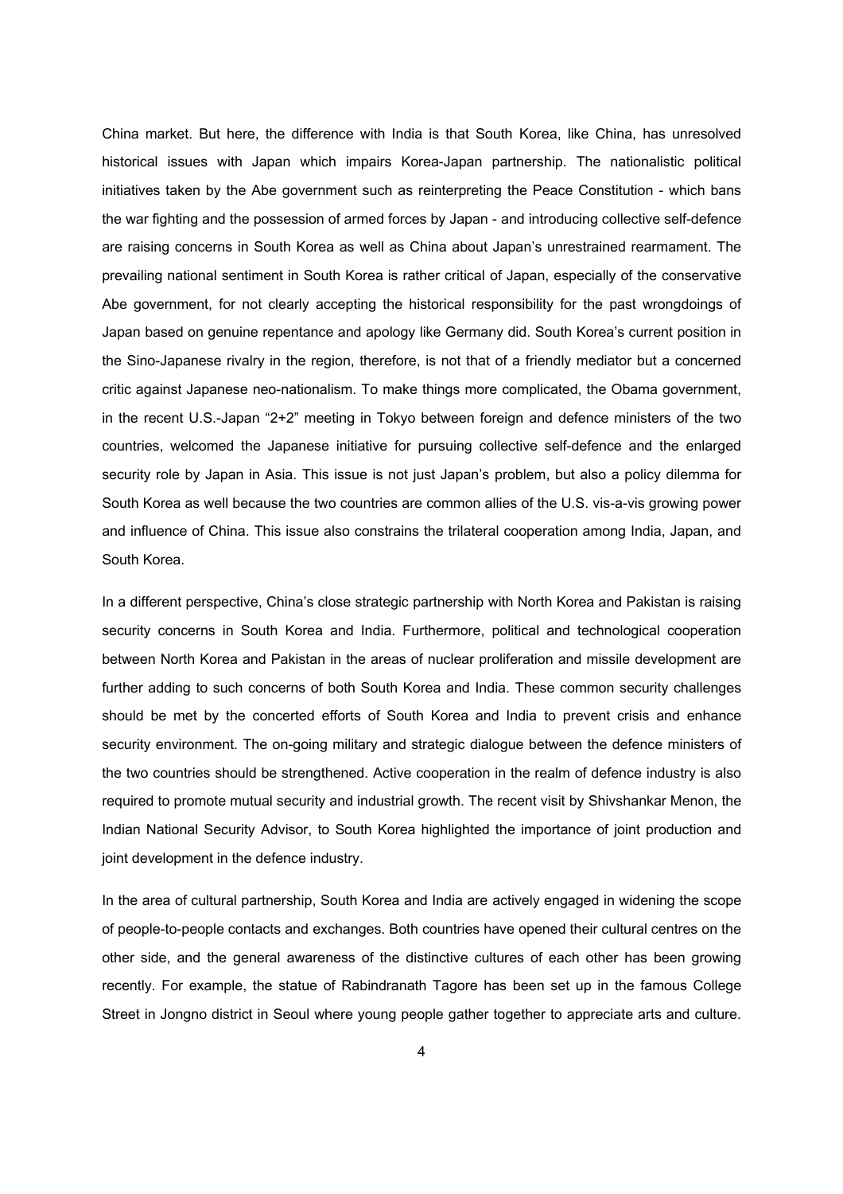China market. But here, the difference with India is that South Korea, like China, has unresolved historical issues with Japan which impairs Korea-Japan partnership. The nationalistic political initiatives taken by the Abe government such as reinterpreting the Peace Constitution - which bans the war fighting and the possession of armed forces by Japan - and introducing collective self-defence are raising concerns in South Korea as well as China about Japan's unrestrained rearmament. The prevailing national sentiment in South Korea is rather critical of Japan, especially of the conservative Abe government, for not clearly accepting the historical responsibility for the past wrongdoings of Japan based on genuine repentance and apology like Germany did. South Korea's current position in the Sino-Japanese rivalry in the region, therefore, is not that of a friendly mediator but a concerned critic against Japanese neo-nationalism. To make things more complicated, the Obama government, in the recent U.S.-Japan "2+2" meeting in Tokyo between foreign and defence ministers of the two countries, welcomed the Japanese initiative for pursuing collective self-defence and the enlarged security role by Japan in Asia. This issue is not just Japan's problem, but also a policy dilemma for South Korea as well because the two countries are common allies of the U.S. vis-a-vis growing power and influence of China. This issue also constrains the trilateral cooperation among India, Japan, and South Korea.

In a different perspective, China's close strategic partnership with North Korea and Pakistan is raising security concerns in South Korea and India. Furthermore, political and technological cooperation between North Korea and Pakistan in the areas of nuclear proliferation and missile development are further adding to such concerns of both South Korea and India. These common security challenges should be met by the concerted efforts of South Korea and India to prevent crisis and enhance security environment. The on-going military and strategic dialogue between the defence ministers of the two countries should be strengthened. Active cooperation in the realm of defence industry is also required to promote mutual security and industrial growth. The recent visit by Shivshankar Menon, the Indian National Security Advisor, to South Korea highlighted the importance of joint production and joint development in the defence industry.

In the area of cultural partnership, South Korea and India are actively engaged in widening the scope of people-to-people contacts and exchanges. Both countries have opened their cultural centres on the other side, and the general awareness of the distinctive cultures of each other has been growing recently. For example, the statue of Rabindranath Tagore has been set up in the famous College Street in Jongno district in Seoul where young people gather together to appreciate arts and culture.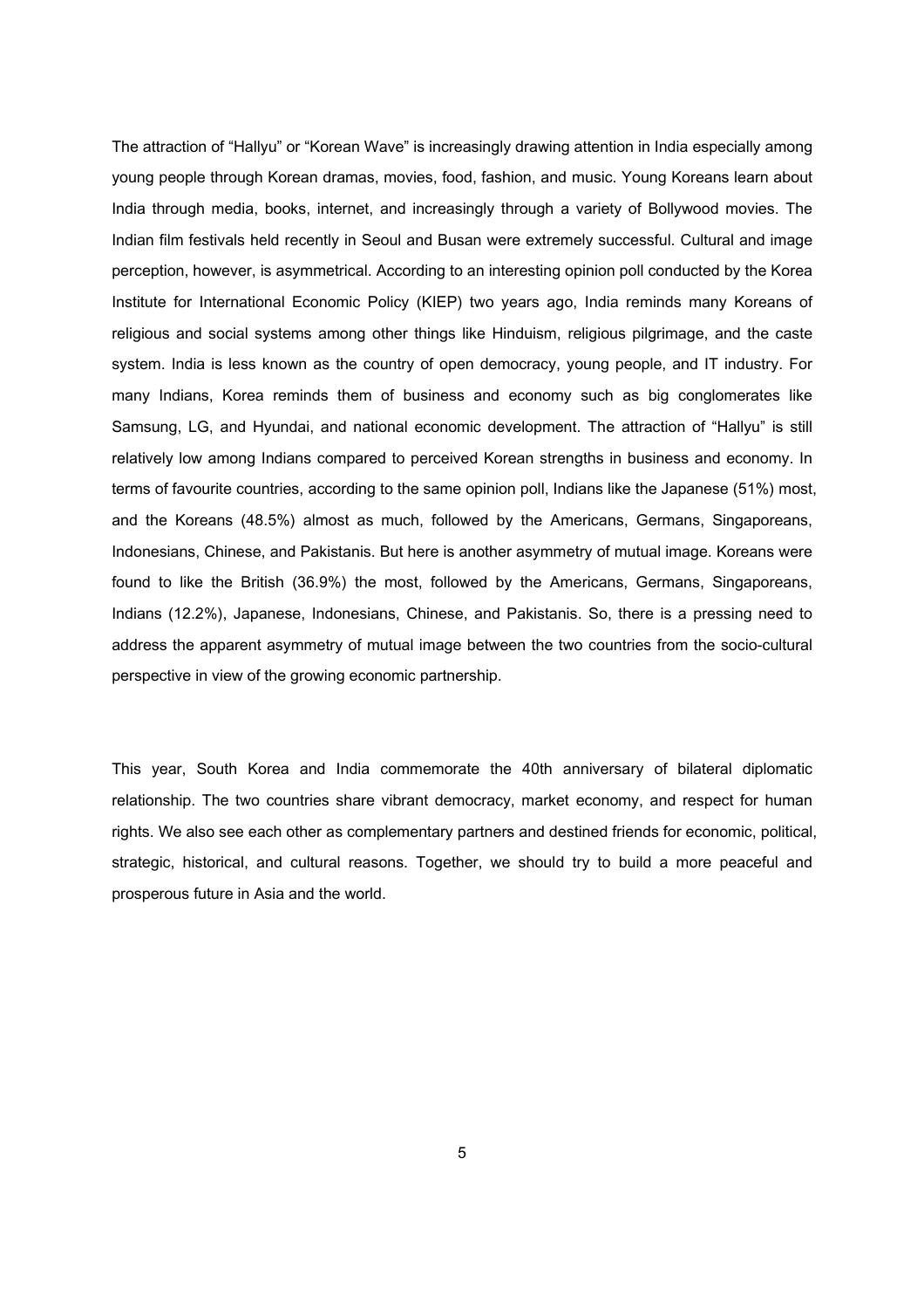The attraction of "Hallyu" or "Korean Wave" is increasingly drawing attention in India especially among young people through Korean dramas, movies, food, fashion, and music. Young Koreans learn about India through media, books, internet, and increasingly through a variety of Bollywood movies. The Indian film festivals held recently in Seoul and Busan were extremely successful. Cultural and image perception, however, is asymmetrical. According to an interesting opinion poll conducted by the Korea Institute for International Economic Policy (KIEP) two years ago, India reminds many Koreans of religious and social systems among other things like Hinduism, religious pilgrimage, and the caste system. India is less known as the country of open democracy, young people, and IT industry. For many Indians, Korea reminds them of business and economy such as big conglomerates like Samsung, LG, and Hyundai, and national economic development. The attraction of "Hallyu" is still relatively low among Indians compared to perceived Korean strengths in business and economy. In terms of favourite countries, according to the same opinion poll, Indians like the Japanese (51%) most, and the Koreans (48.5%) almost as much, followed by the Americans, Germans, Singaporeans, Indonesians, Chinese, and Pakistanis. But here is another asymmetry of mutual image. Koreans were found to like the British (36.9%) the most, followed by the Americans, Germans, Singaporeans, Indians (12.2%), Japanese, Indonesians, Chinese, and Pakistanis. So, there is a pressing need to address the apparent asymmetry of mutual image between the two countries from the socio-cultural perspective in view of the growing economic partnership.

This year, South Korea and India commemorate the 40th anniversary of bilateral diplomatic relationship. The two countries share vibrant democracy, market economy, and respect for human rights. We also see each other as complementary partners and destined friends for economic, political, strategic, historical, and cultural reasons. Together, we should try to build a more peaceful and prosperous future in Asia and the world.